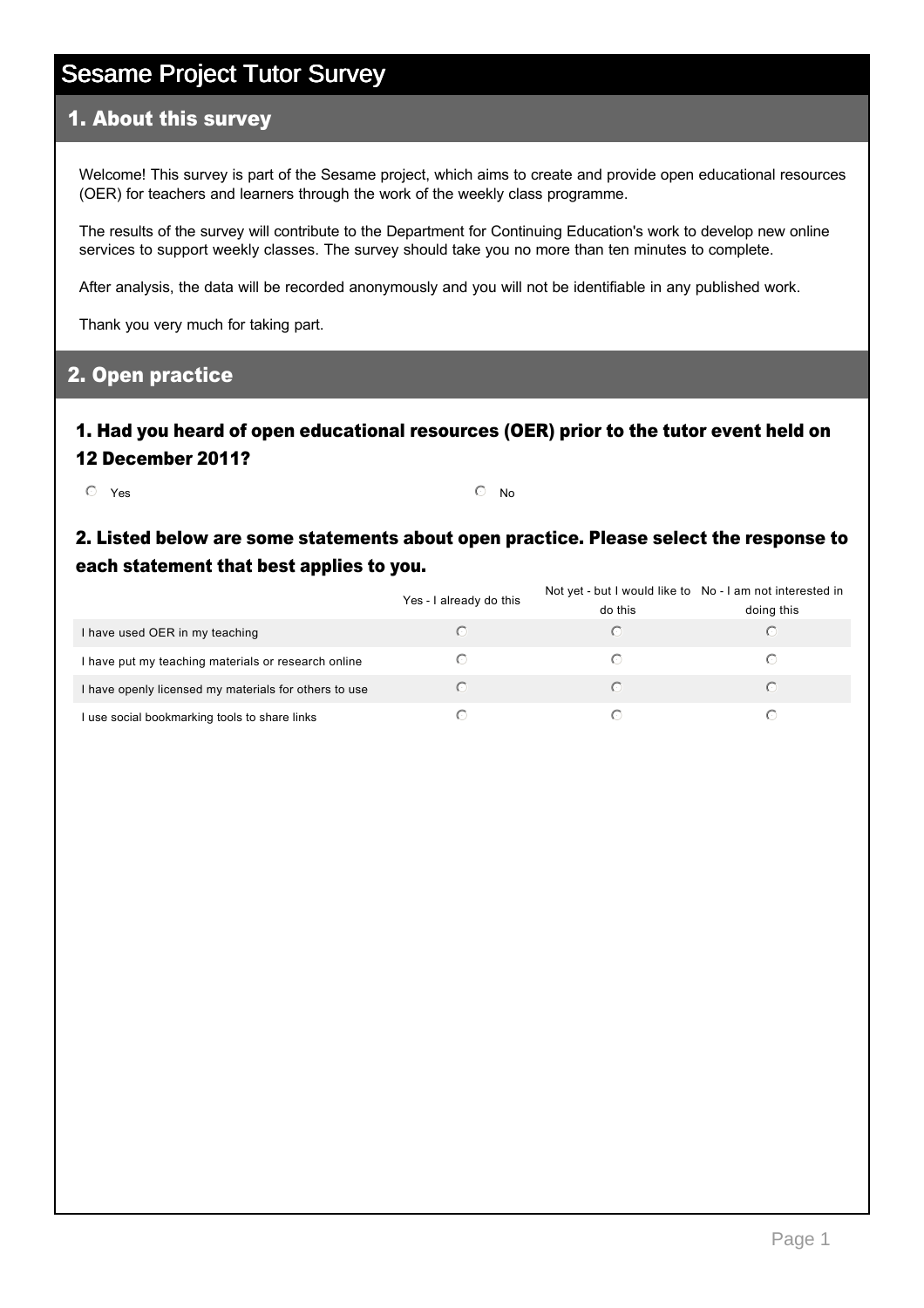# Sesame Project Tutor Survey

## 1. About this survey

Welcome! This survey is part of the Sesame project, which aims to create and provide open educational resources (OER) for teachers and learners through the work of the weekly class programme.

The results of the survey will contribute to the Department for Continuing Education's work to develop new online services to support weekly classes. The survey should take you no more than ten minutes to complete.

After analysis, the data will be recorded anonymously and you will not be identifiable in any published work.

Thank you very much for taking part.

## 2. Open practice

### 1. Had you heard of open educational resources (OER) prior to the tutor event held on 12 December 2011?

- ○ Yes
- ○ No

### 2. Listed below are some statements about open practice. Please select the response to each statement that best applies to you.

| | Yes - I already do this | Not yet - but I would like to do this | No - I am not interested in doing this |
|---|---|---|---|
| I have used OER in my teaching | ○ | ○ | ○ |
| I have put my teaching materials or research online | ○ | ○ | ○ |
| I have openly licensed my materials for others to use | ○ | ○ | ○ |
| I use social bookmarking tools to share links | ○ | ○ | ○ |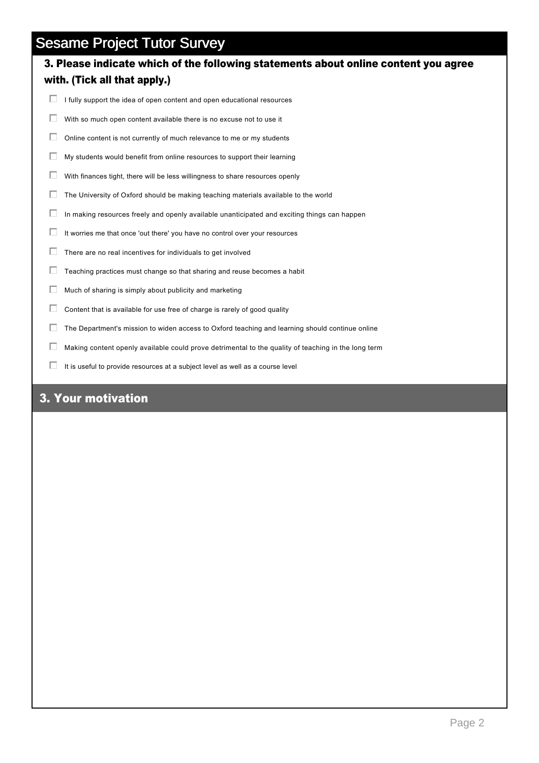# Sesame Project Tutor Survey

## 3. Please indicate which of the following statements about online content you agree with. (Tick all that apply.)

- ☐ I fully support the idea of open content and open educational resources
- ☐ With so much open content available there is no excuse not to use it
- ☐ Online content is not currently of much relevance to me or my students
- ☐ My students would benefit from online resources to support their learning
- ☐ With finances tight, there will be less willingness to share resources openly
- ☐ The University of Oxford should be making teaching materials available to the world
- ☐ In making resources freely and openly available unanticipated and exciting things can happen
- ☐ It worries me that once 'out there' you have no control over your resources
- ☐ There are no real incentives for individuals to get involved
- ☐ Teaching practices must change so that sharing and reuse becomes a habit
- ☐ Much of sharing is simply about publicity and marketing
- ☐ Content that is available for use free of charge is rarely of good quality
- ☐ The Department's mission to widen access to Oxford teaching and learning should continue online
- ☐ Making content openly available could prove detrimental to the quality of teaching in the long term
- ☐ It is useful to provide resources at a subject level as well as a course level

## 3. Your motivation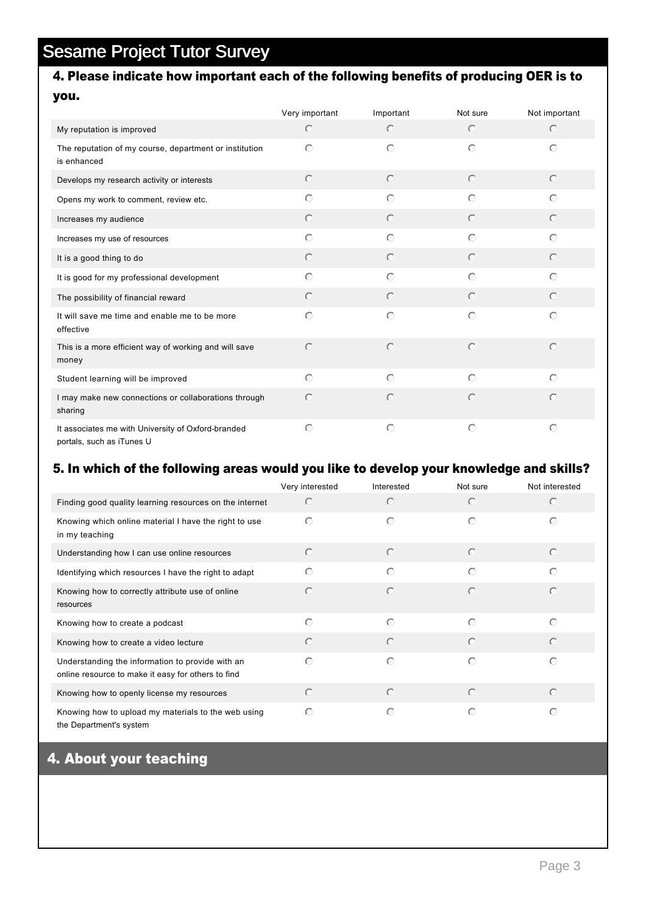# Sesame Project Tutor Survey

## 4. Please indicate how important each of the following benefits of producing OER is to you.

| | Very important | Important | Not sure | Not important |
|---|---|---|---|---|
| My reputation is improved | ○ | ○ | ○ | ○ |
| The reputation of my course, department or institution is enhanced | ○ | ○ | ○ | ○ |
| Develops my research activity or interests | ○ | ○ | ○ | ○ |
| Opens my work to comment, review etc. | ○ | ○ | ○ | ○ |
| Increases my audience | ○ | ○ | ○ | ○ |
| Increases my use of resources | ○ | ○ | ○ | ○ |
| It is a good thing to do | ○ | ○ | ○ | ○ |
| It is good for my professional development | ○ | ○ | ○ | ○ |
| The possibility of financial reward | ○ | ○ | ○ | ○ |
| It will save me time and enable me to be more effective | ○ | ○ | ○ | ○ |
| This is a more efficient way of working and will save money | ○ | ○ | ○ | ○ |
| Student learning will be improved | ○ | ○ | ○ | ○ |
| I may make new connections or collaborations through sharing | ○ | ○ | ○ | ○ |
| It associates me with University of Oxford-branded portals, such as iTunes U | ○ | ○ | ○ | ○ |

## 5. In which of the following areas would you like to develop your knowledge and skills?

| | Very interested | Interested | Not sure | Not interested |
|---|---|---|---|---|
| Finding good quality learning resources on the internet | ○ | ○ | ○ | ○ |
| Knowing which online material I have the right to use in my teaching | ○ | ○ | ○ | ○ |
| Understanding how I can use online resources | ○ | ○ | ○ | ○ |
| Identifying which resources I have the right to adapt | ○ | ○ | ○ | ○ |
| Knowing how to correctly attribute use of online resources | ○ | ○ | ○ | ○ |
| Knowing how to create a podcast | ○ | ○ | ○ | ○ |
| Knowing how to create a video lecture | ○ | ○ | ○ | ○ |
| Understanding the information to provide with an online resource to make it easy for others to find | ○ | ○ | ○ | ○ |
| Knowing how to openly license my resources | ○ | ○ | ○ | ○ |
| Knowing how to upload my materials to the web using the Department's system | ○ | ○ | ○ | ○ |

## 4. About your teaching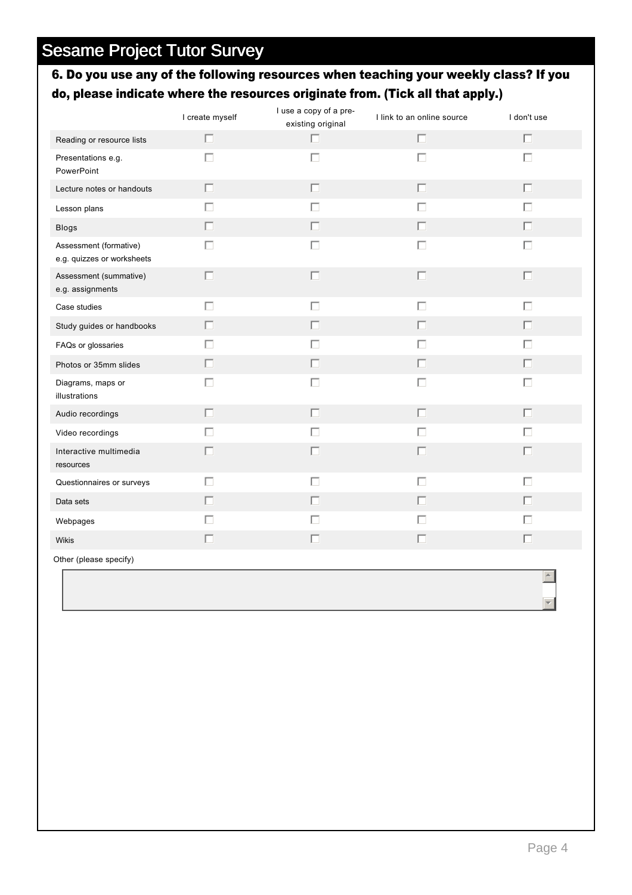# Sesame Project Tutor Survey

## 6. Do you use any of the following resources when teaching your weekly class? If you do, please indicate where the resources originate from. (Tick all that apply.)

| | I create myself | I use a copy of a pre-existing original | I link to an online source | I don't use |
|---|---|---|---|---|
| Reading or resource lists | ☐ | ☐ | ☐ | ☐ |
| Presentations e.g. PowerPoint | ☐ | ☐ | ☐ | ☐ |
| Lecture notes or handouts | ☐ | ☐ | ☐ | ☐ |
| Lesson plans | ☐ | ☐ | ☐ | ☐ |
| Blogs | ☐ | ☐ | ☐ | ☐ |
| Assessment (formative) e.g. quizzes or worksheets | ☐ | ☐ | ☐ | ☐ |
| Assessment (summative) e.g. assignments | ☐ | ☐ | ☐ | ☐ |
| Case studies | ☐ | ☐ | ☐ | ☐ |
| Study guides or handbooks | ☐ | ☐ | ☐ | ☐ |
| FAQs or glossaries | ☐ | ☐ | ☐ | ☐ |
| Photos or 35mm slides | ☐ | ☐ | ☐ | ☐ |
| Diagrams, maps or illustrations | ☐ | ☐ | ☐ | ☐ |
| Audio recordings | ☐ | ☐ | ☐ | ☐ |
| Video recordings | ☐ | ☐ | ☐ | ☐ |
| Interactive multimedia resources | ☐ | ☐ | ☐ | ☐ |
| Questionnaires or surveys | ☐ | ☐ | ☐ | ☐ |
| Data sets | ☐ | ☐ | ☐ | ☐ |
| Webpages | ☐ | ☐ | ☐ | ☐ |
| Wikis | ☐ | ☐ | ☐ | ☐ |

Other (please specify)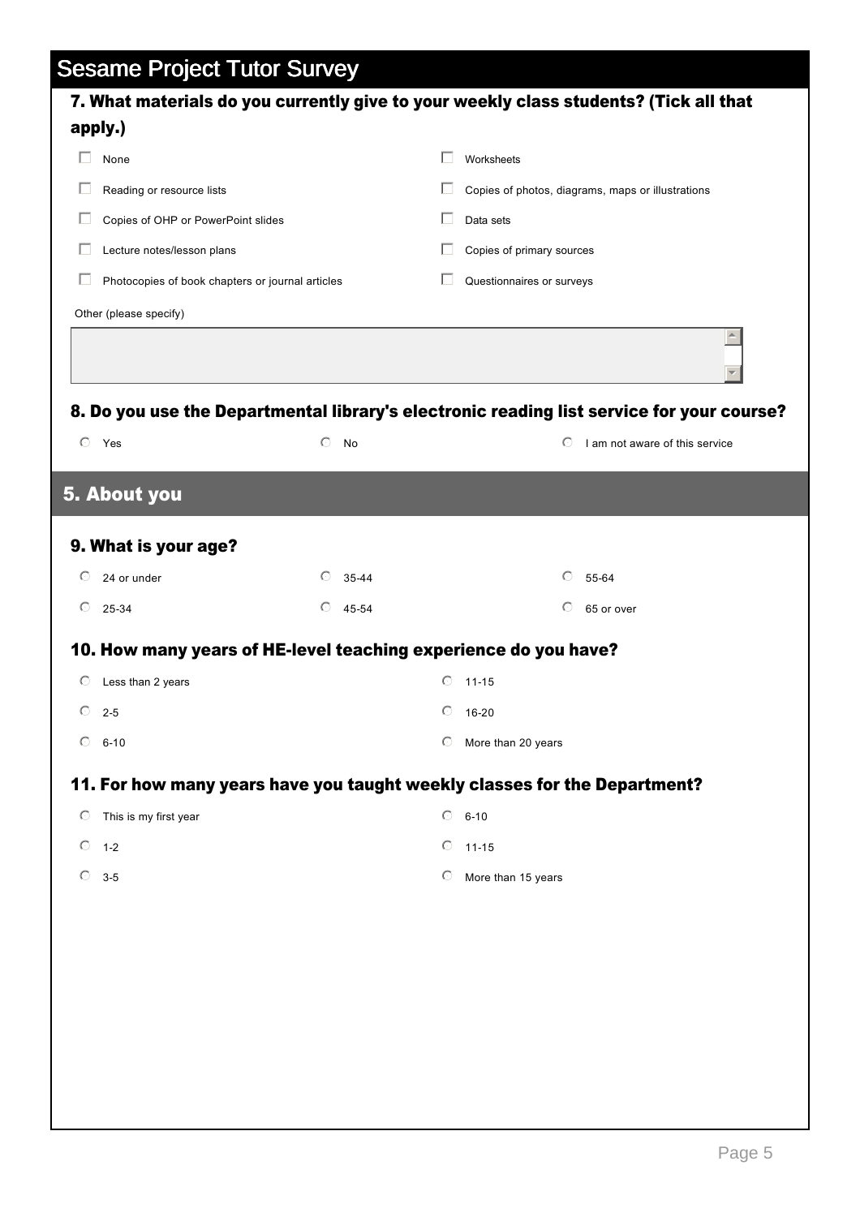# Sesame Project Tutor Survey

### 7. What materials do you currently give to your weekly class students? (Tick all that apply.)

- ☐ None
- ☐ Reading or resource lists
- ☐ Copies of OHP or PowerPoint slides
- ☐ Lecture notes/lesson plans
- ☐ Photocopies of book chapters or journal articles
- ☐ Worksheets
- ☐ Copies of photos, diagrams, maps or illustrations
- ☐ Data sets
- ☐ Copies of primary sources
- ☐ Questionnaires or surveys

Other (please specify)

### 8. Do you use the Departmental library's electronic reading list service for your course?

- ○ Yes
- ○ No
- ○ I am not aware of this service

## 5. About you

### 9. What is your age?

- ○ 24 or under
- ○ 25-34
- ○ 35-44
- ○ 45-54
- ○ 55-64
- ○ 65 or over

### 10. How many years of HE-level teaching experience do you have?

- ○ Less than 2 years
- ○ 2-5
- ○ 6-10
- ○ 11-15
- ○ 16-20
- ○ More than 20 years

### 11. For how many years have you taught weekly classes for the Department?

- ○ This is my first year
- ○ 1-2
- ○ 3-5
- ○ 6-10
- ○ 11-15
- ○ More than 15 years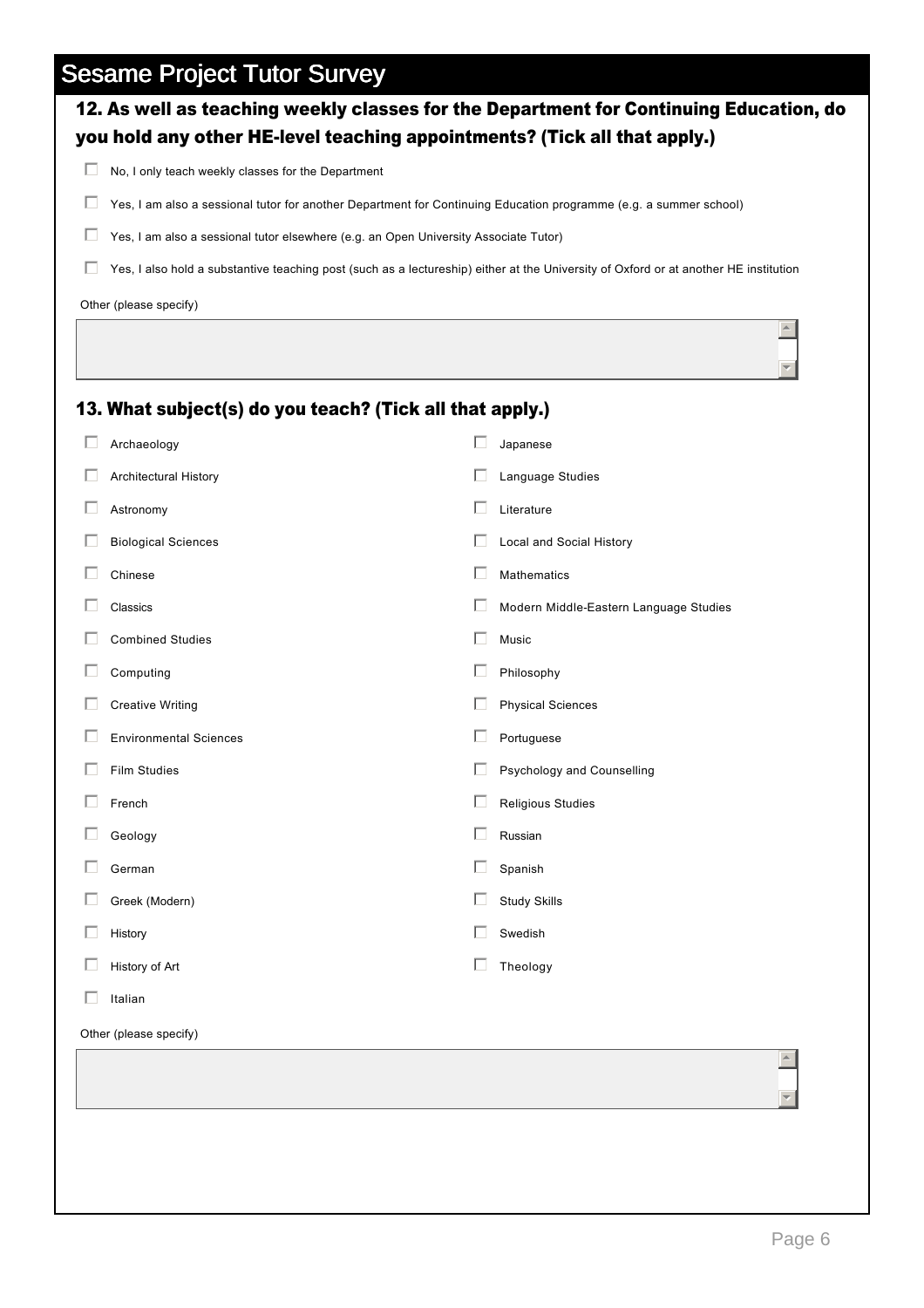# Sesame Project Tutor Survey

### 12. As well as teaching weekly classes for the Department for Continuing Education, do you hold any other HE-level teaching appointments? (Tick all that apply.)

- ☐ No, I only teach weekly classes for the Department
- ☐ Yes, I am also a sessional tutor for another Department for Continuing Education programme (e.g. a summer school)
- ☐ Yes, I am also a sessional tutor elsewhere (e.g. an Open University Associate Tutor)
- ☐ Yes, I also hold a substantive teaching post (such as a lectureship) either at the University of Oxford or at another HE institution

Other (please specify)

### 13. What subject(s) do you teach? (Tick all that apply.)

- ☐ Archaeology
- ☐ Architectural History
- ☐ Astronomy
- ☐ Biological Sciences
- ☐ Chinese
- ☐ Classics
- ☐ Combined Studies
- ☐ Computing
- ☐ Creative Writing
- ☐ Environmental Sciences
- ☐ Film Studies
- ☐ French
- ☐ Geology
- ☐ German
- ☐ Greek (Modern)
- ☐ History
- ☐ History of Art
- ☐ Italian
- ☐ Japanese
- ☐ Language Studies
- ☐ Literature
- ☐ Local and Social History
- ☐ Mathematics
- ☐ Modern Middle-Eastern Language Studies
- ☐ Music
- ☐ Philosophy
- ☐ Physical Sciences
- ☐ Portuguese
- ☐ Psychology and Counselling
- ☐ Religious Studies
- ☐ Russian
- ☐ Spanish
- ☐ Study Skills
- ☐ Swedish
- ☐ Theology

Other (please specify)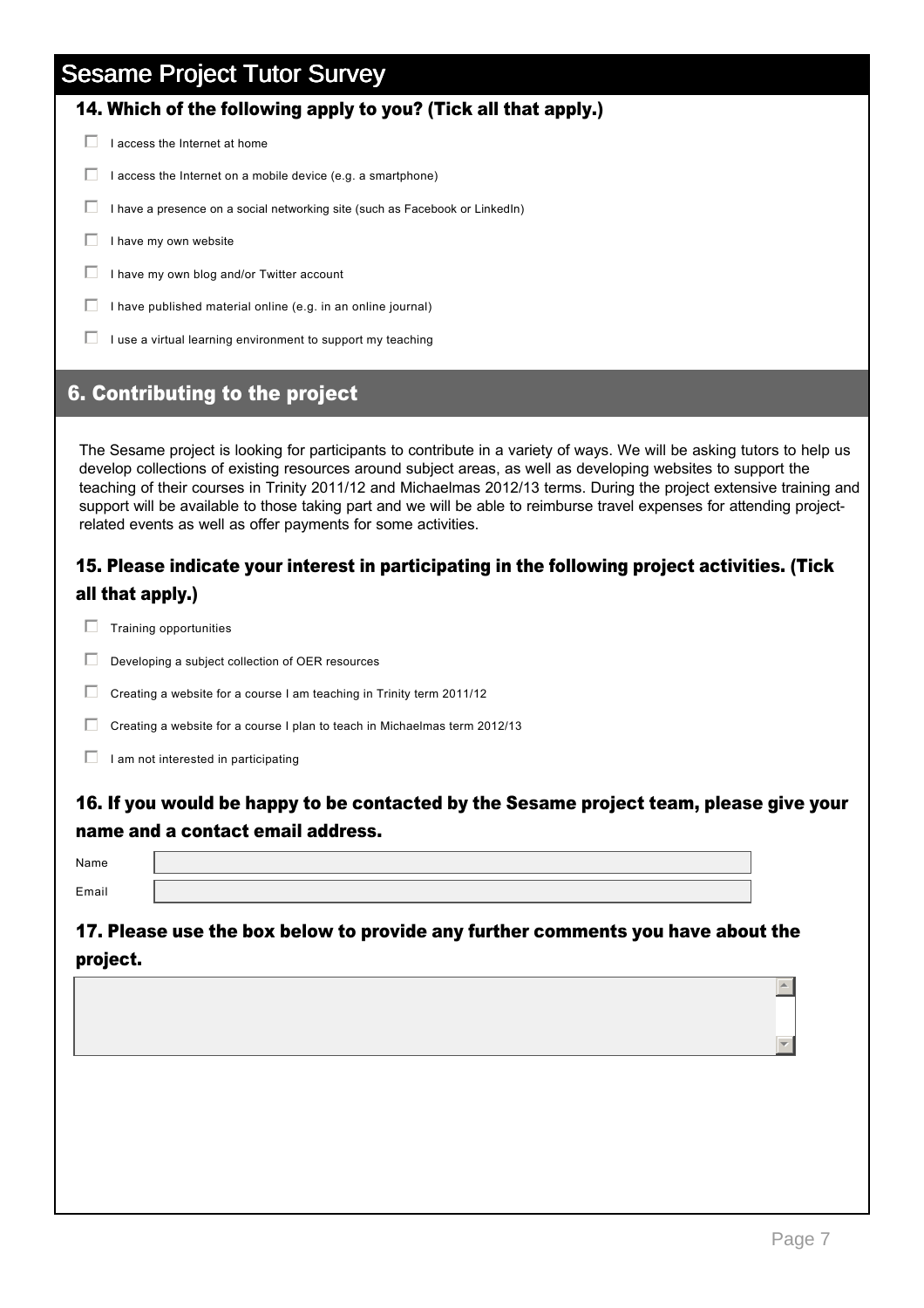# Sesame Project Tutor Survey

### 14. Which of the following apply to you? (Tick all that apply.)

- ☐ I access the Internet at home
- ☐ I access the Internet on a mobile device (e.g. a smartphone)
- ☐ I have a presence on a social networking site (such as Facebook or LinkedIn)
- ☐ I have my own website
- ☐ I have my own blog and/or Twitter account
- ☐ I have published material online (e.g. in an online journal)
- ☐ I use a virtual learning environment to support my teaching

## 6. Contributing to the project

The Sesame project is looking for participants to contribute in a variety of ways. We will be asking tutors to help us develop collections of existing resources around subject areas, as well as developing websites to support the teaching of their courses in Trinity 2011/12 and Michaelmas 2012/13 terms. During the project extensive training and support will be available to those taking part and we will be able to reimburse travel expenses for attending project-related events as well as offer payments for some activities.

### 15. Please indicate your interest in participating in the following project activities. (Tick all that apply.)

- ☐ Training opportunities
- ☐ Developing a subject collection of OER resources
- ☐ Creating a website for a course I am teaching in Trinity term 2011/12
- ☐ Creating a website for a course I plan to teach in Michaelmas term 2012/13
- ☐ I am not interested in participating

### 16. If you would be happy to be contacted by the Sesame project team, please give your name and a contact email address.

Name

Email

### 17. Please use the box below to provide any further comments you have about the project.